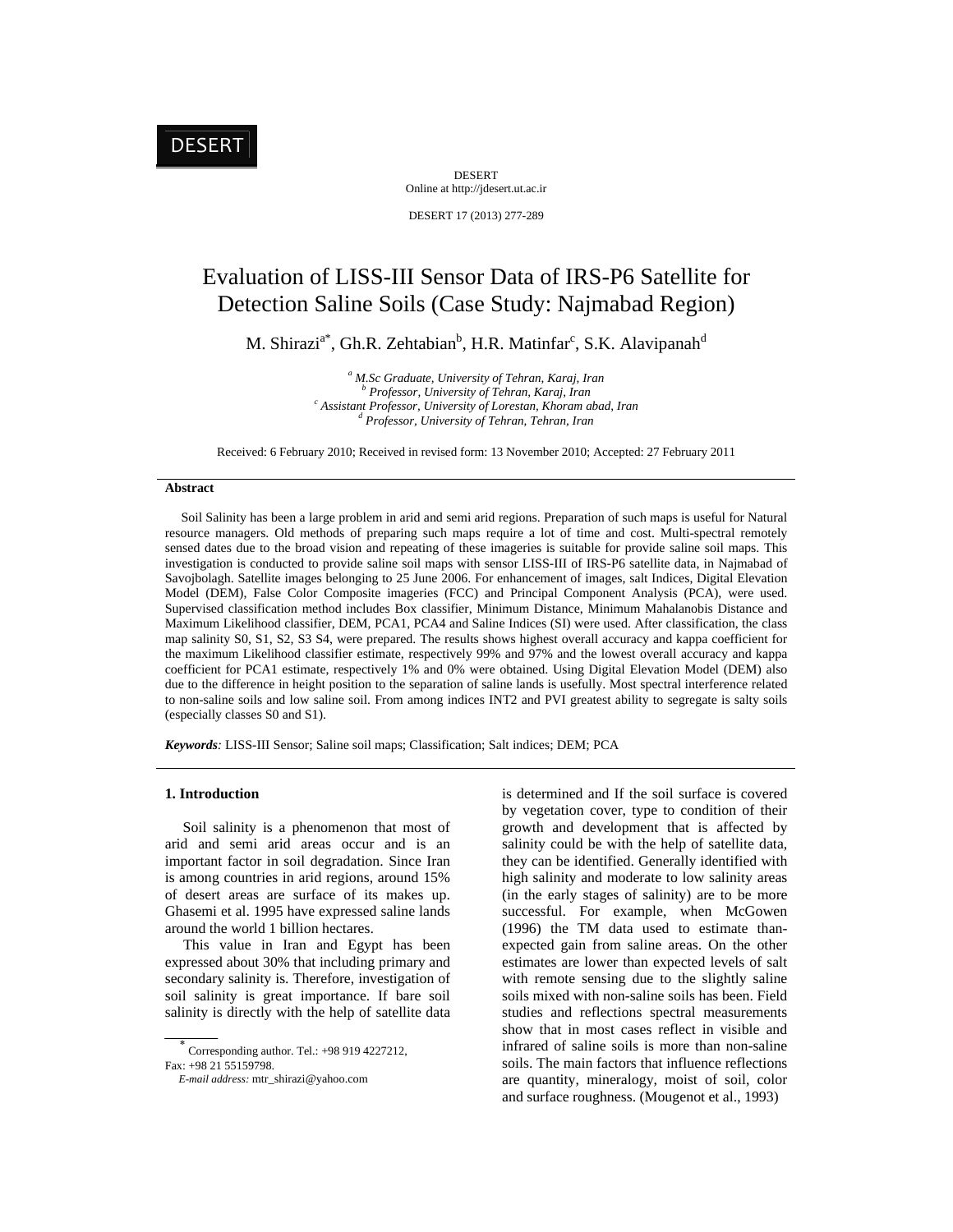# Evaluation of LISS-III Sensor Data of IRS-P6 Satellite for Detection Saline Soils (Case Study: Najmabad Region)

M. Shirazi[a*], Gh.R. Zehtabian[b], H.R. Matinfar[c], S.K. Alavipanah[d]

[a] *M.Sc Graduate, University of Tehran, Karaj, Iran*
[b] *Professor, University of Tehran, Karaj, Iran*
[c] *Assistant Professor, University of Lorestan, Khoram abad, Iran*
[d] *Professor, University of Tehran, Tehran, Iran*

Received: 6 February 2010; Received in revised form: 13 November 2010; Accepted: 27 February 2011

### Abstract

Soil Salinity has been a large problem in arid and semi arid regions. Preparation of such maps is useful for Natural resource managers. Old methods of preparing such maps require a lot of time and cost. Multi-spectral remotely sensed dates due to the broad vision and repeating of these imageries is suitable for provide saline soil maps. This investigation is conducted to provide saline soil maps with sensor LISS-III of IRS-P6 satellite data, in Najmabad of Savojbolagh. Satellite images belonging to 25 June 2006. For enhancement of images, salt Indices, Digital Elevation Model (DEM), False Color Composite imageries (FCC) and Principal Component Analysis (PCA), were used. Supervised classification method includes Box classifier, Minimum Distance, Minimum Mahalanobis Distance and Maximum Likelihood classifier, DEM, PCA1, PCA4 and Saline Indices (SI) were used. After classification, the class map salinity S0, S1, S2, S3 S4, were prepared. The results shows highest overall accuracy and kappa coefficient for the maximum Likelihood classifier estimate, respectively 99% and 97% and the lowest overall accuracy and kappa coefficient for PCA1 estimate, respectively 1% and 0% were obtained. Using Digital Elevation Model (DEM) also due to the difference in height position to the separation of saline lands is usefully. Most spectral interference related to non-saline soils and low saline soil. From among indices INT2 and PVI greatest ability to segregate is salty soils (especially classes S0 and S1).

***Keywords**:* LISS-III Sensor; Saline soil maps; Classification; Salt indices; DEM; PCA

## 1. Introduction

Soil salinity is a phenomenon that most of arid and semi arid areas occur and is an important factor in soil degradation. Since Iran is among countries in arid regions, around 15% of desert areas are surface of its makes up. Ghasemi et al. 1995 have expressed saline lands around the world 1 billion hectares.

This value in Iran and Egypt has been expressed about 30% that including primary and secondary salinity is. Therefore, investigation of soil salinity is great importance. If bare soil salinity is directly with the help of satellite data is determined and If the soil surface is covered by vegetation cover, type to condition of their growth and development that is affected by salinity could be with the help of satellite data, they can be identified. Generally identified with high salinity and moderate to low salinity areas (in the early stages of salinity) are to be more successful. For example, when McGowen (1996) the TM data used to estimate than-expected gain from saline areas. On the other estimates are lower than expected levels of salt with remote sensing due to the slightly saline soils mixed with non-saline soils has been. Field studies and reflections spectral measurements show that in most cases reflect in visible and infrared of saline soils is more than non-saline soils. The main factors that influence reflections are quantity, mineralogy, moist of soil, color and surface roughness. (Mougenot et al., 1993)

[*] Corresponding author. Tel.: +98 919 4227212, Fax: +98 21 55159798.
*E-mail address:* mtr_shirazi@yahoo.com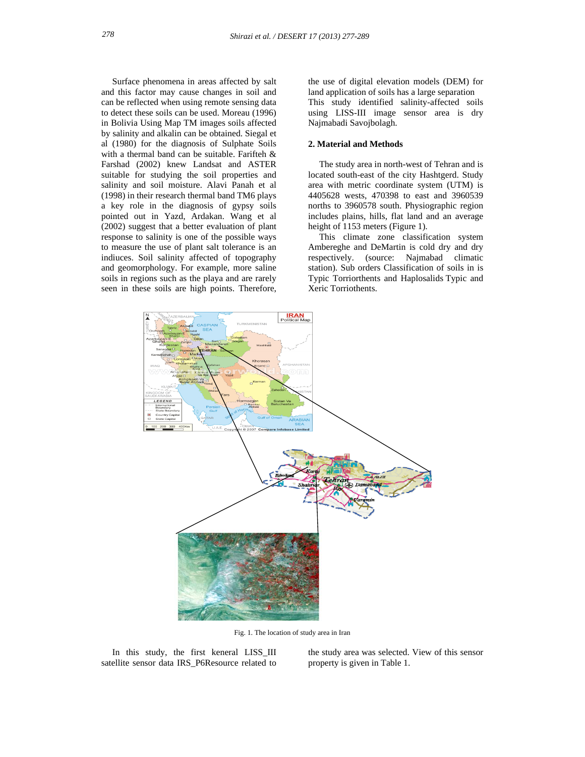Surface phenomena in areas affected by salt and this factor may cause changes in soil and can be reflected when using remote sensing data to detect these soils can be used. Moreau (1996) in Bolivia Using Map TM images soils affected by salinity and alkalin can be obtained. Siegal et al (1980) for the diagnosis of Sulphate Soils with a thermal band can be suitable. Farifteh & Farshad (2002) knew Landsat and ASTER suitable for studying the soil properties and salinity and soil moisture. Alavi Panah et al (1998) in their research thermal band TM6 plays a key role in the diagnosis of gypsy soils pointed out in Yazd, Ardakan. Wang et al (2002) suggest that a better evaluation of plant response to salinity is one of the possible ways to measure the use of plant salt tolerance is an indiuces. Soil salinity affected of topography and geomorphology. For example, more saline soils in regions such as the playa and are rarely seen in these soils are high points. Therefore, the use of digital elevation models (DEM) for land application of soils has a large separation This study identified salinity-affected soils using LISS-III image sensor area is dry Najmabadi Savojbolagh.

## 2. Material and Methods

The study area in north-west of Tehran and is located south-east of the city Hashtgerd. Study area with metric coordinate system (UTM) is 4405628 wests, 470398 to east and 3960539 norths to 3960578 south. Physiographic region includes plains, hills, flat land and an average height of 1153 meters (Figure 1).

This climate zone classification system Ambereghe and DeMartin is cold dry and dry respectively. (source: Najmabad climatic station). Sub orders Classification of soils in is Typic Torriorthents and Haplosalids Typic and Xeric Torriothents.

Fig. 1. The location of study area in Iran

In this study, the first keneral LISS_III satellite sensor data IRS_P6Resource related to the study area was selected. View of this sensor property is given in Table 1.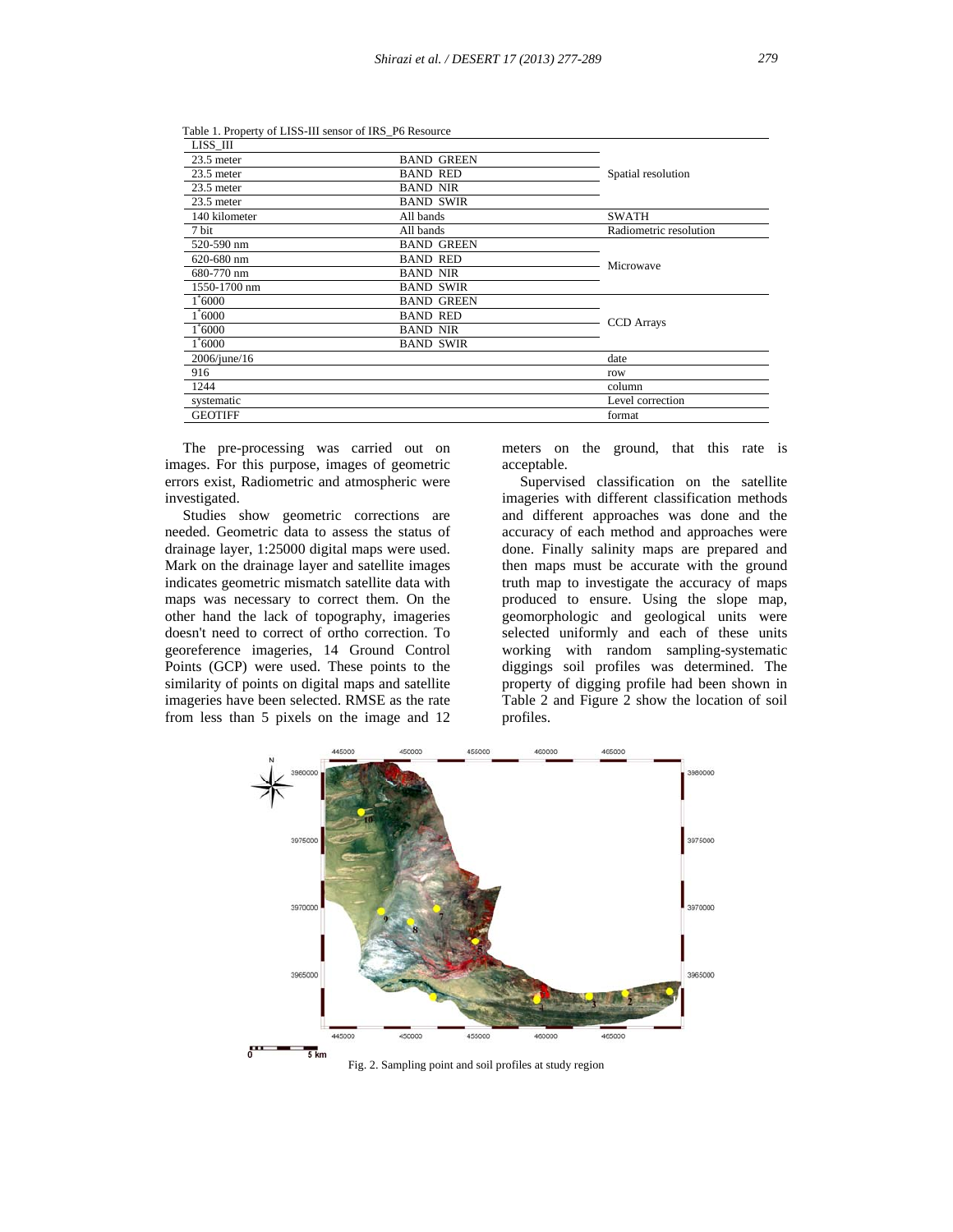Table 1. Property of LISS-III sensor of IRS_P6 Resource

| LISS_III | | |
|---|---|---|
| 23.5 meter | BAND GREEN | Spatial resolution |
| 23.5 meter | BAND RED | |
| 23.5 meter | BAND NIR | |
| 23.5 meter | BAND SWIR | |
| 140 kilometer | All bands | SWATH |
| 7 bit | All bands | Radiometric resolution |
| 520-590 nm | BAND GREEN | Microwave |
| 620-680 nm | BAND RED | |
| 680-770 nm | BAND NIR | |
| 1550-1700 nm | BAND SWIR | |
| 1*6000 | BAND GREEN | CCD Arrays |
| 1*6000 | BAND RED | |
| 1*6000 | BAND NIR | |
| 1*6000 | BAND SWIR | |
| 2006/june/16 | | date |
| 916 | | row |
| 1244 | | column |
| systematic | | Level correction |
| GEOTIFF | | format |

The pre-processing was carried out on images. For this purpose, images of geometric errors exist, Radiometric and atmospheric were investigated.

Studies show geometric corrections are needed. Geometric data to assess the status of drainage layer, 1:25000 digital maps were used. Mark on the drainage layer and satellite images indicates geometric mismatch satellite data with maps was necessary to correct them. On the other hand the lack of topography, imageries doesn't need to correct of ortho correction. To georeference imageries, 14 Ground Control Points (GCP) were used. These points to the similarity of points on digital maps and satellite imageries have been selected. RMSE as the rate from less than 5 pixels on the image and 12 meters on the ground, that this rate is acceptable.

Supervised classification on the satellite imageries with different classification methods and different approaches was done and the accuracy of each method and approaches were done. Finally salinity maps are prepared and then maps must be accurate with the ground truth map to investigate the accuracy of maps produced to ensure. Using the slope map, geomorphologic and geological units were selected uniformly and each of these units working with random sampling-systematic diggings soil profiles was determined. The property of digging profile had been shown in Table 2 and Figure 2 show the location of soil profiles.

Fig. 2. Sampling point and soil profiles at study region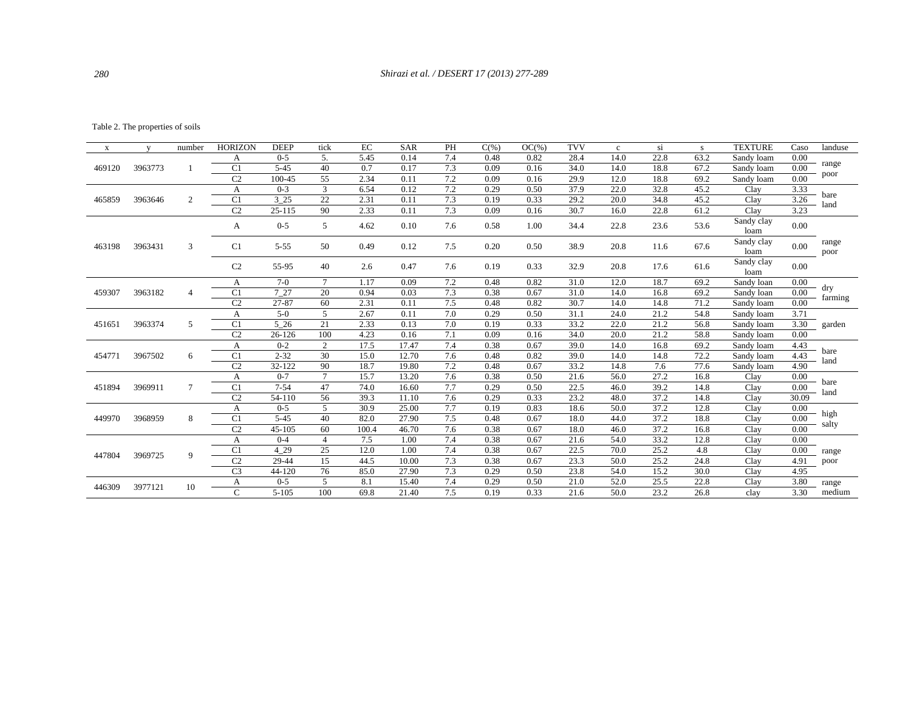Table 2. The properties of soils

| x | y | number | HORIZON | DEEP | tick | EC | SAR | PH | C(%) | OC(%) | TVV | c | si | s | TEXTURE | Caso | landuse |
|---|---|---|---|---|---|---|---|---|---|---|---|---|---|---|---|---|---|
| 469120 | 3963773 | 1 | A | 0-5 | 5. | 5.45 | 0.14 | 7.4 | 0.48 | 0.82 | 28.4 | 14.0 | 22.8 | 63.2 | Sandy loam | 0.00 | range poor |
| | | | C1 | 5-45 | 40 | 0.7 | 0.17 | 7.3 | 0.09 | 0.16 | 34.0 | 14.0 | 18.8 | 67.2 | Sandy loam | 0.00 | |
| | | | C2 | 100-45 | 55 | 2.34 | 0.11 | 7.2 | 0.09 | 0.16 | 29.9 | 12.0 | 18.8 | 69.2 | Sandy loam | 0.00 | |
| 465859 | 3963646 | 2 | A | 0-3 | 3 | 6.54 | 0.12 | 7.2 | 0.29 | 0.50 | 37.9 | 22.0 | 32.8 | 45.2 | Clay | 3.33 | bare land |
| | | | C1 | 3_25 | 22 | 2.31 | 0.11 | 7.3 | 0.19 | 0.33 | 29.2 | 20.0 | 34.8 | 45.2 | Clay | 3.26 | |
| | | | C2 | 25-115 | 90 | 2.33 | 0.11 | 7.3 | 0.09 | 0.16 | 30.7 | 16.0 | 22.8 | 61.2 | Clay | 3.23 | |
| 463198 | 3963431 | 3 | A | 0-5 | 5 | 4.62 | 0.10 | 7.6 | 0.58 | 1.00 | 34.4 | 22.8 | 23.6 | 53.6 | Sandy clay loam | 0.00 | range poor |
| | | | C1 | 5-55 | 50 | 0.49 | 0.12 | 7.5 | 0.20 | 0.50 | 38.9 | 20.8 | 11.6 | 67.6 | Sandy clay loam | 0.00 | |
| | | | C2 | 55-95 | 40 | 2.6 | 0.47 | 7.6 | 0.19 | 0.33 | 32.9 | 20.8 | 17.6 | 61.6 | Sandy clay loam | 0.00 | |
| 459307 | 3963182 | 4 | A | 7-0 | 7 | 1.17 | 0.09 | 7.2 | 0.48 | 0.82 | 31.0 | 12.0 | 18.7 | 69.2 | Sandy loan | 0.00 | dry farming |
| | | | C1 | 7_27 | 20 | 0.94 | 0.03 | 7.3 | 0.38 | 0.67 | 31.0 | 14.0 | 16.8 | 69.2 | Sandy loan | 0.00 | |
| | | | C2 | 27-87 | 60 | 2.31 | 0.11 | 7.5 | 0.48 | 0.82 | 30.7 | 14.0 | 14.8 | 71.2 | Sandy loam | 0.00 | |
| 451651 | 3963374 | 5 | A | 5-0 | 5 | 2.67 | 0.11 | 7.0 | 0.29 | 0.50 | 31.1 | 24.0 | 21.2 | 54.8 | Sandy loam | 3.71 | garden |
| | | | C1 | 5_26 | 21 | 2.33 | 0.13 | 7.0 | 0.19 | 0.33 | 33.2 | 22.0 | 21.2 | 56.8 | Sandy loam | 3.30 | |
| | | | C2 | 26-126 | 100 | 4.23 | 0.16 | 7.1 | 0.09 | 0.16 | 34.0 | 20.0 | 21.2 | 58.8 | Sandy loam | 0.00 | |
| 454771 | 3967502 | 6 | A | 0-2 | 2 | 17.5 | 17.47 | 7.4 | 0.38 | 0.67 | 39.0 | 14.0 | 16.8 | 69.2 | Sandy loam | 4.43 | bare land |
| | | | C1 | 2-32 | 30 | 15.0 | 12.70 | 7.6 | 0.48 | 0.82 | 39.0 | 14.0 | 14.8 | 72.2 | Sandy loam | 4.43 | |
| | | | C2 | 32-122 | 90 | 18.7 | 19.80 | 7.2 | 0.48 | 0.67 | 33.2 | 14.8 | 7.6 | 77.6 | Sandy loam | 4.90 | |
| 451894 | 3969911 | 7 | A | 0-7 | 7 | 15.7 | 13.20 | 7.6 | 0.38 | 0.50 | 21.6 | 56.0 | 27.2 | 16.8 | Clay | 0.00 | bare land |
| | | | C1 | 7-54 | 47 | 74.0 | 16.60 | 7.7 | 0.29 | 0.50 | 22.5 | 46.0 | 39.2 | 14.8 | Clay | 0.00 | |
| | | | C2 | 54-110 | 56 | 39.3 | 11.10 | 7.6 | 0.29 | 0.33 | 23.2 | 48.0 | 37.2 | 14.8 | Clay | 30.09 | |
| 449970 | 3968959 | 8 | A | 0-5 | 5 | 30.9 | 25.00 | 7.7 | 0.19 | 0.83 | 18.6 | 50.0 | 37.2 | 12.8 | Clay | 0.00 | high salty |
| | | | C1 | 5-45 | 40 | 82.0 | 27.90 | 7.5 | 0.48 | 0.67 | 18.0 | 44.0 | 37.2 | 18.8 | Clay | 0.00 | |
| | | | C2 | 45-105 | 60 | 100.4 | 46.70 | 7.6 | 0.38 | 0.67 | 18.0 | 46.0 | 37.2 | 16.8 | Clay | 0.00 | |
| 447804 | 3969725 | 9 | A | 0-4 | 4 | 7.5 | 1.00 | 7.4 | 0.38 | 0.67 | 21.6 | 54.0 | 33.2 | 12.8 | Clay | 0.00 | range poor |
| | | | C1 | 4_29 | 25 | 12.0 | 1.00 | 7.4 | 0.38 | 0.67 | 22.5 | 70.0 | 25.2 | 4.8 | Clay | 0.00 | |
| | | | C2 | 29-44 | 15 | 44.5 | 10.00 | 7.3 | 0.38 | 0.67 | 23.3 | 50.0 | 25.2 | 24.8 | Clay | 4.91 | |
| | | | C3 | 44-120 | 76 | 85.0 | 27.90 | 7.3 | 0.29 | 0.50 | 23.8 | 54.0 | 15.2 | 30.0 | Clay | 4.95 | |
| 446309 | 3977121 | 10 | A | 0-5 | 5 | 8.1 | 15.40 | 7.4 | 0.29 | 0.50 | 21.0 | 52.0 | 25.5 | 22.8 | Clay | 3.80 | range medium |
| | | | C | 5-105 | 100 | 69.8 | 21.40 | 7.5 | 0.19 | 0.33 | 21.6 | 50.0 | 23.2 | 26.8 | clay | 3.30 | |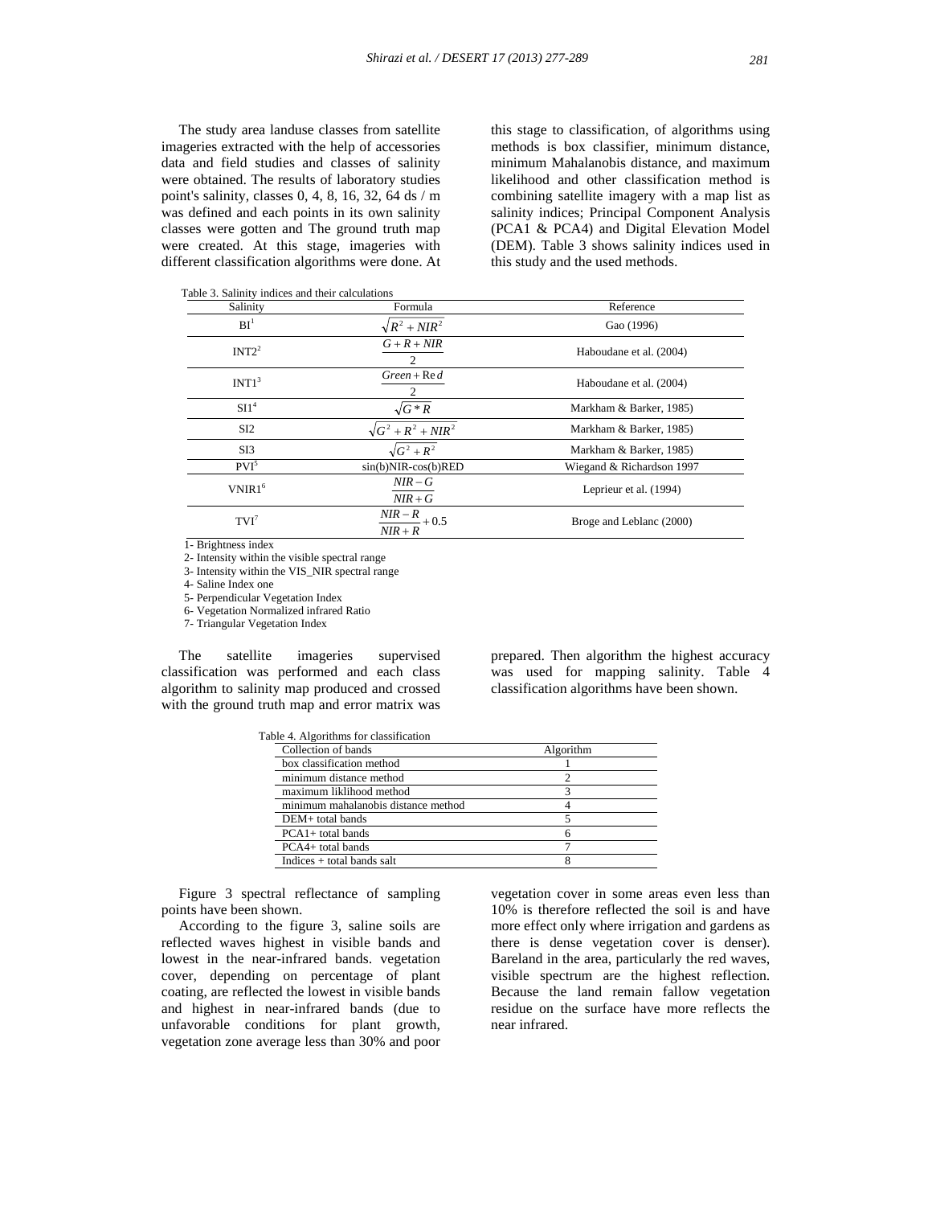The study area landuse classes from satellite imageries extracted with the help of accessories data and field studies and classes of salinity were obtained. The results of laboratory studies point's salinity, classes 0, 4, 8, 16, 32, 64 ds / m was defined and each points in its own salinity classes were gotten and The ground truth map were created. At this stage, imageries with different classification algorithms were done. At this stage to classification, of algorithms using methods is box classifier, minimum distance, minimum Mahalanobis distance, and maximum likelihood and other classification method is combining satellite imagery with a map list as salinity indices; Principal Component Analysis (PCA1 & PCA4) and Digital Elevation Model (DEM). Table 3 shows salinity indices used in this study and the used methods.

Table 3. Salinity indices and their calculations

| Salinity | Formula | Reference |
|---|---|---|
| BI[1] | $\sqrt{R^2 + NIR^2}$ | Gao (1996) |
| INT2[2] | $\frac{G + R + NIR}{2}$ | Haboudane et al. (2004) |
| INT1[3] | $\frac{Green + Red}{2}$ | Haboudane et al. (2004) |
| SI1[4] | $\sqrt{G * R}$ | Markham & Barker, 1985) |
| SI2 | $\sqrt{G^2 + R^2 + NIR^2}$ | Markham & Barker, 1985) |
| SI3 | $\sqrt{G^2 + R^2}$ | Markham & Barker, 1985) |
| PVI[5] | sin(b)NIR-cos(b)RED | Wiegand & Richardson 1997 |
| VNIR1[6] | $\frac{NIR - G}{NIR + G}$ | Leprieur et al. (1994) |
| TVI[7] | $\frac{NIR - R}{NIR + R} + 0.5$ | Broge and Leblanc (2000) |

1- Brightness index
2- Intensity within the visible spectral range
3- Intensity within the VIS_NIR spectral range
4- Saline Index one
5- Perpendicular Vegetation Index
6- Vegetation Normalized infrared Ratio
7- Triangular Vegetation Index

The satellite imageries supervised classification was performed and each class algorithm to salinity map produced and crossed with the ground truth map and error matrix was prepared. Then algorithm the highest accuracy was used for mapping salinity. Table 4 classification algorithms have been shown.

Table 4. Algorithms for classification

| Collection of bands | Algorithm |
|---|---|
| box classification method | 1 |
| minimum distance method | 2 |
| maximum liklihood method | 3 |
| minimum mahalanobis distance method | 4 |
| DEM+ total bands | 5 |
| PCA1+ total bands | 6 |
| PCA4+ total bands | 7 |
| Indices + total bands salt | 8 |

Figure 3 spectral reflectance of sampling points have been shown.

According to the figure 3, saline soils are reflected waves highest in visible bands and lowest in the near-infrared bands. vegetation cover, depending on percentage of plant coating, are reflected the lowest in visible bands and highest in near-infrared bands (due to unfavorable conditions for plant growth, vegetation zone average less than 30% and poor vegetation cover in some areas even less than 10% is therefore reflected the soil is and have more effect only where irrigation and gardens as there is dense vegetation cover is denser). Bareland in the area, particularly the red waves, visible spectrum are the highest reflection. Because the land remain fallow vegetation residue on the surface have more reflects the near infrared.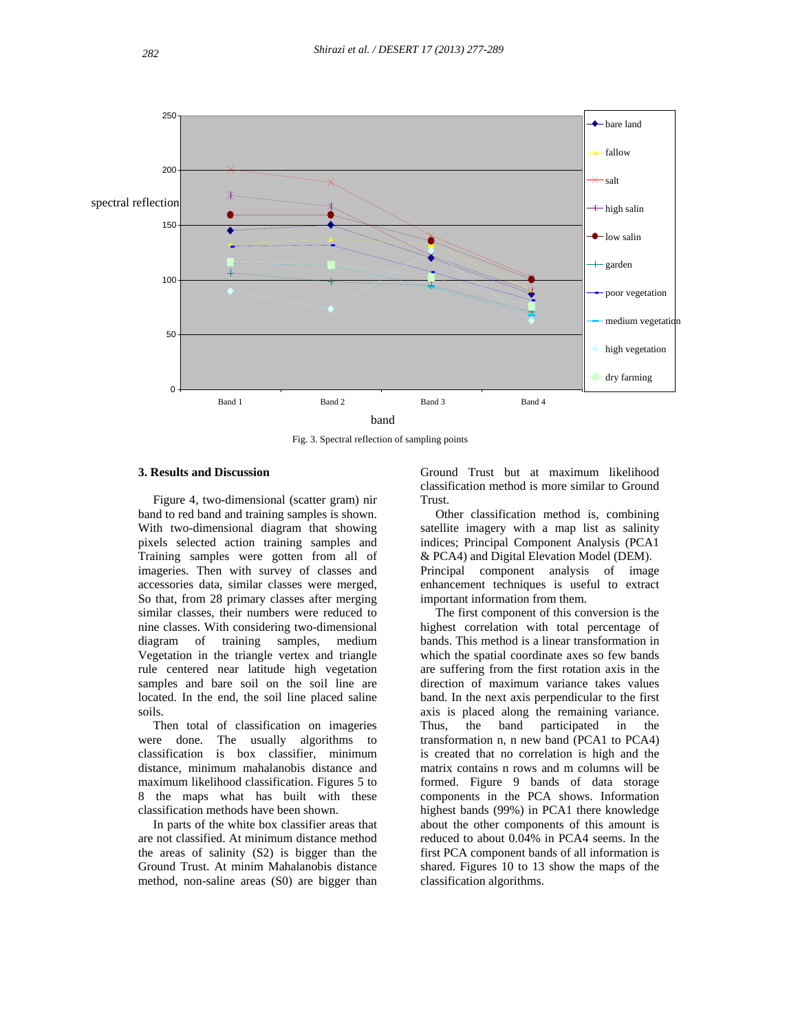250
200
150
100
50
0

spectral reflection

Band 1
Band 2
Band 3
Band 4

band

bare land
fallow
salt
high salin
low salin
garden
poor vegetation
medium vegetation
high vegetation
dry farming

Fig. 3. Spectral reflection of sampling points

## 3. Results and Discussion

Figure 4, two-dimensional (scatter gram) nir band to red band and training samples is shown. With two-dimensional diagram that showing pixels selected action training samples and Training samples were gotten from all of imageries. Then with survey of classes and accessories data, similar classes were merged, So that, from 28 primary classes after merging similar classes, their numbers were reduced to nine classes. With considering two-dimensional diagram of training samples, medium Vegetation in the triangle vertex and triangle rule centered near latitude high vegetation samples and bare soil on the soil line are located. In the end, the soil line placed saline soils.

Then total of classification on imageries were done. The usually algorithms to classification is box classifier, minimum distance, minimum mahalanobis distance and maximum likelihood classification. Figures 5 to 8 the maps what has built with these classification methods have been shown.

In parts of the white box classifier areas that are not classified. At minimum distance method the areas of salinity (S2) is bigger than the Ground Trust. At minim Mahalanobis distance method, non-saline areas (S0) are bigger than Ground Trust but at maximum likelihood classification method is more similar to Ground Trust.

Other classification method is, combining satellite imagery with a map list as salinity indices; Principal Component Analysis (PCA1 & PCA4) and Digital Elevation Model (DEM). Principal component analysis of image enhancement techniques is useful to extract important information from them.

The first component of this conversion is the highest correlation with total percentage of bands. This method is a linear transformation in which the spatial coordinate axes so few bands are suffering from the first rotation axis in the direction of maximum variance takes values band. In the next axis perpendicular to the first axis is placed along the remaining variance. Thus, the band participated in the transformation n, n new band (PCA1 to PCA4) is created that no correlation is high and the matrix contains n rows and m columns will be formed. Figure 9 bands of data storage components in the PCA shows. Information highest bands (99%) in PCA1 there knowledge about the other components of this amount is reduced to about 0.04% in PCA4 seems. In the first PCA component bands of all information is shared. Figures 10 to 13 show the maps of the classification algorithms.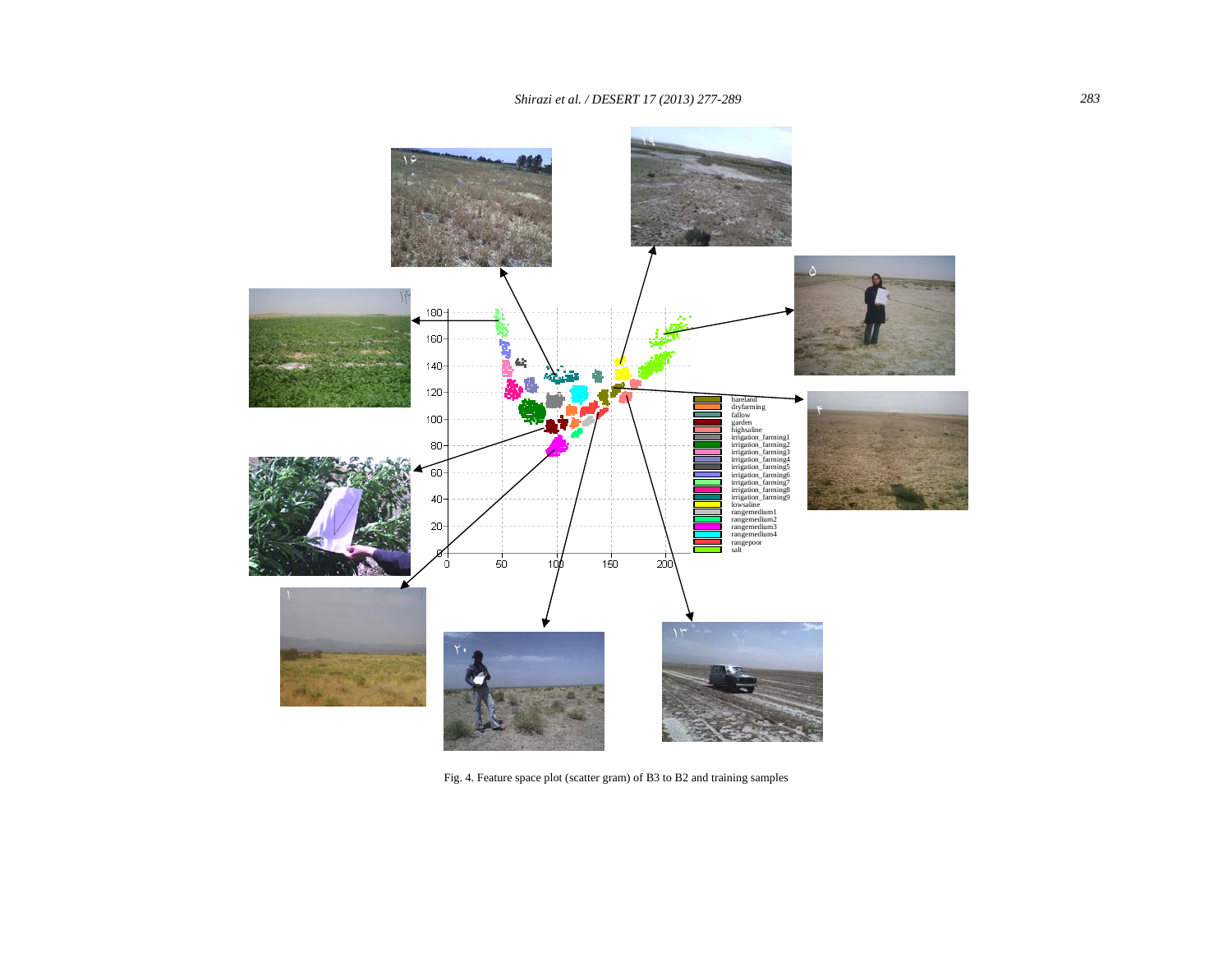Fig. 4. Feature space plot (scatter gram) of B3 to B2 and training samples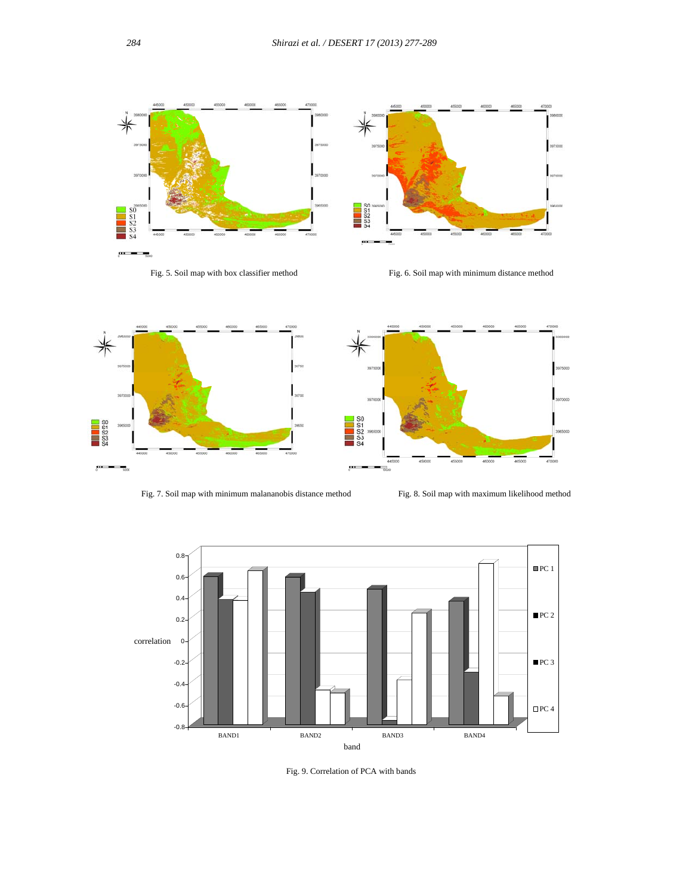Fig. 5. Soil map with box classifier method

Fig. 6. Soil map with minimum distance method

Fig. 7. Soil map with minimum malananobis distance method

Fig. 8. Soil map with maximum likelihood method

0.8
0.6
0.4
0.2
correlation 0
-0.2
-0.4
-0.6
-0.8

BAND1 BAND2 BAND3 BAND4

band

PC 1
PC 2
PC 3
PC 4

Fig. 9. Correlation of PCA with bands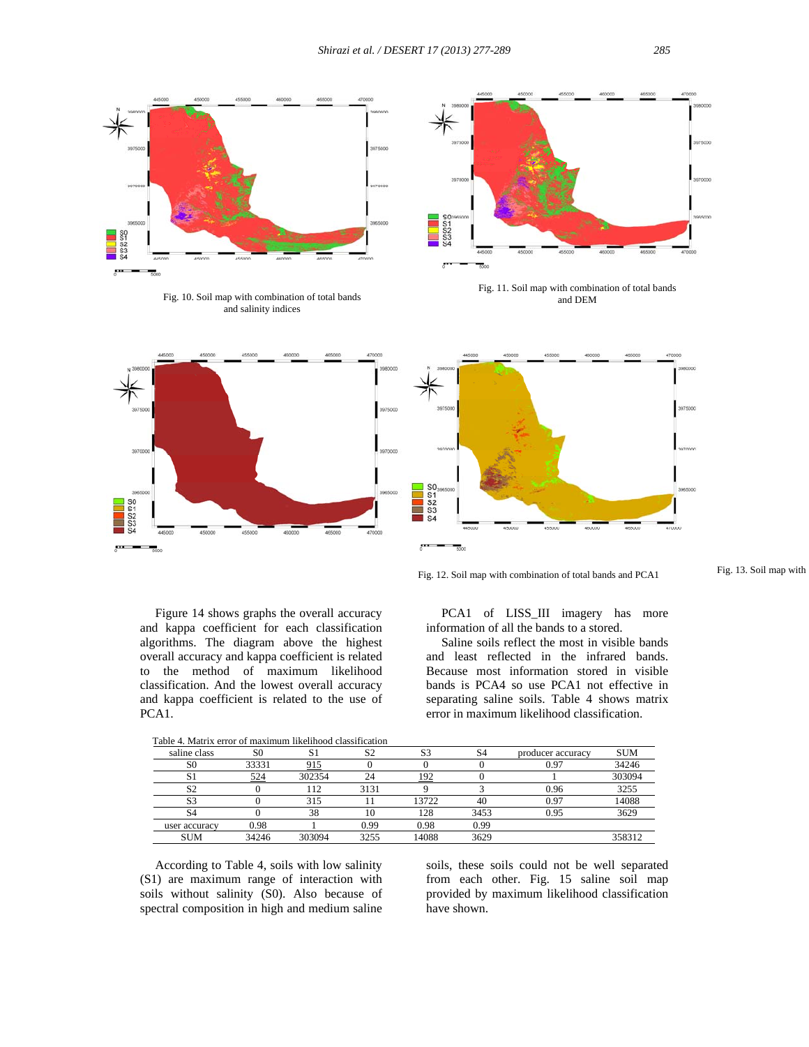Fig. 10. Soil map with combination of total bands and salinity indices

Fig. 11. Soil map with combination of total bands and DEM

Fig. 12. Soil map with combination of total bands and PCA1

Fig. 13. Soil map with

Figure 14 shows graphs the overall accuracy and kappa coefficient for each classification algorithms. The diagram above the highest overall accuracy and kappa coefficient is related to the method of maximum likelihood classification. And the lowest overall accuracy and kappa coefficient is related to the use of PCA1.

PCA1 of LISS_III imagery has more information of all the bands to a stored.

Saline soils reflect the most in visible bands and least reflected in the infrared bands. Because most information stored in visible bands is PCA4 so use PCA1 not effective in separating saline soils. Table 4 shows matrix error in maximum likelihood classification.

Table 4. Matrix error of maximum likelihood classification

| saline class | S0 | S1 | S2 | S3 | S4 | producer accuracy | SUM |
|---|---|---|---|---|---|---|---|
| S0 | 33331 | 915 | 0 | 0 | 0 | 0.97 | 34246 |
| S1 | 524 | 302354 | 24 | 192 | 0 | 1 | 303094 |
| S2 | 0 | 112 | 3131 | 9 | 3 | 0.96 | 3255 |
| S3 | 0 | 315 | 11 | 13722 | 40 | 0.97 | 14088 |
| S4 | 0 | 38 | 10 | 128 | 3453 | 0.95 | 3629 |
| user accuracy | 0.98 | 1 | 0.99 | 0.98 | 0.99 | | |
| SUM | 34246 | 303094 | 3255 | 14088 | 3629 | | 358312 |

According to Table 4, soils with low salinity (S1) are maximum range of interaction with soils without salinity (S0). Also because of spectral composition in high and medium saline soils, these soils could not be well separated from each other. Fig. 15 saline soil map provided by maximum likelihood classification have shown.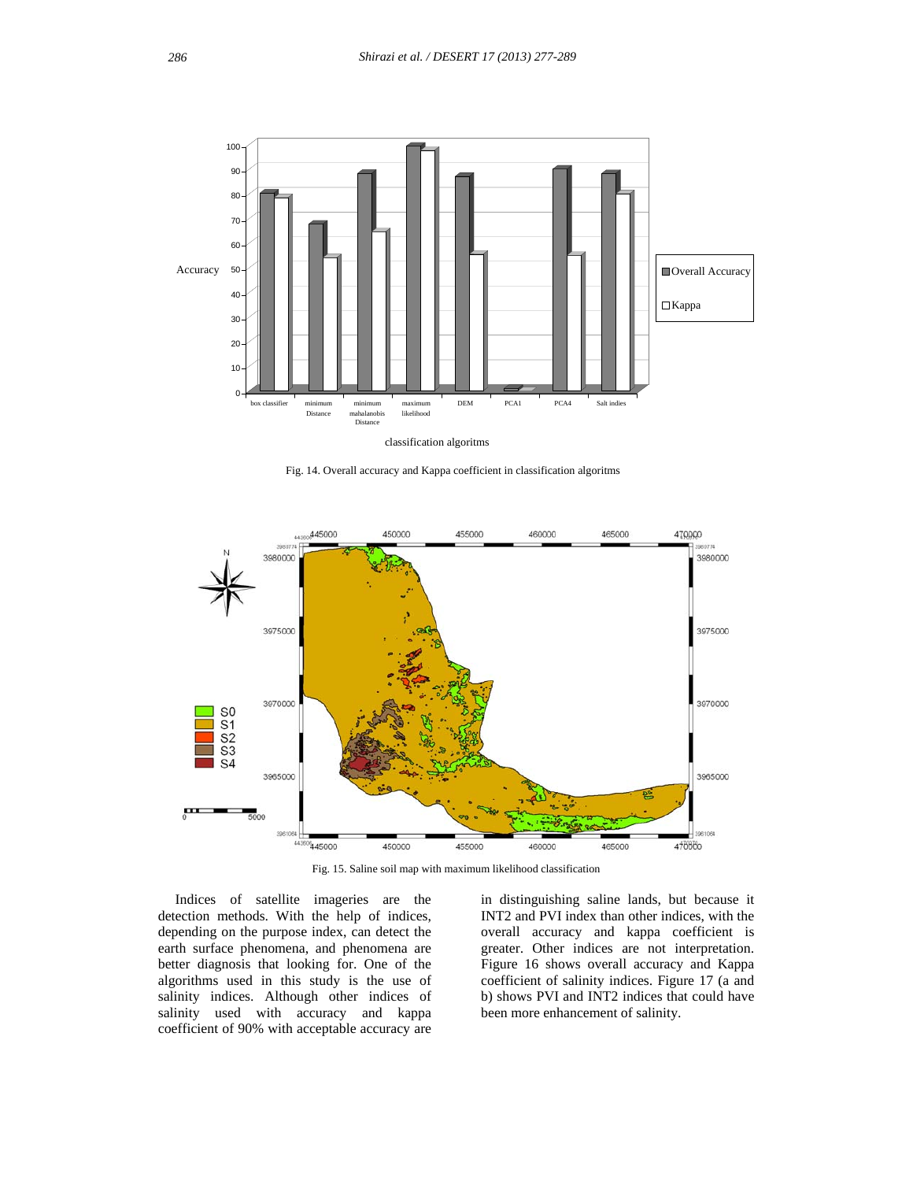100
90
80
70
60
Accuracy 50
40
30
20
10
0

box classifier | minimum Distance | minimum mahalanobis Distance | maximum likelihood | DEM | PCA1 | PCA4 | Salt indies

classification algoritms

Overall Accuracy
Kappa

Fig. 14. Overall accuracy and Kappa coefficient in classification algoritms

445000 450000 455000 460000 465000 470000

3980000
3975000
3970000
3965000

N

S0
S1
S2
S3
S4

0 5000

Fig. 15. Saline soil map with maximum likelihood classification

Indices of satellite imageries are the detection methods. With the help of indices, depending on the purpose index, can detect the earth surface phenomena, and phenomena are better diagnosis that looking for. One of the algorithms used in this study is the use of salinity indices. Although other indices of salinity used with accuracy and kappa coefficient of 90% with acceptable accuracy are in distinguishing saline lands, but because it INT2 and PVI index than other indices, with the overall accuracy and kappa coefficient is greater. Other indices are not interpretation. Figure 16 shows overall accuracy and Kappa coefficient of salinity indices. Figure 17 (a and b) shows PVI and INT2 indices that could have been more enhancement of salinity.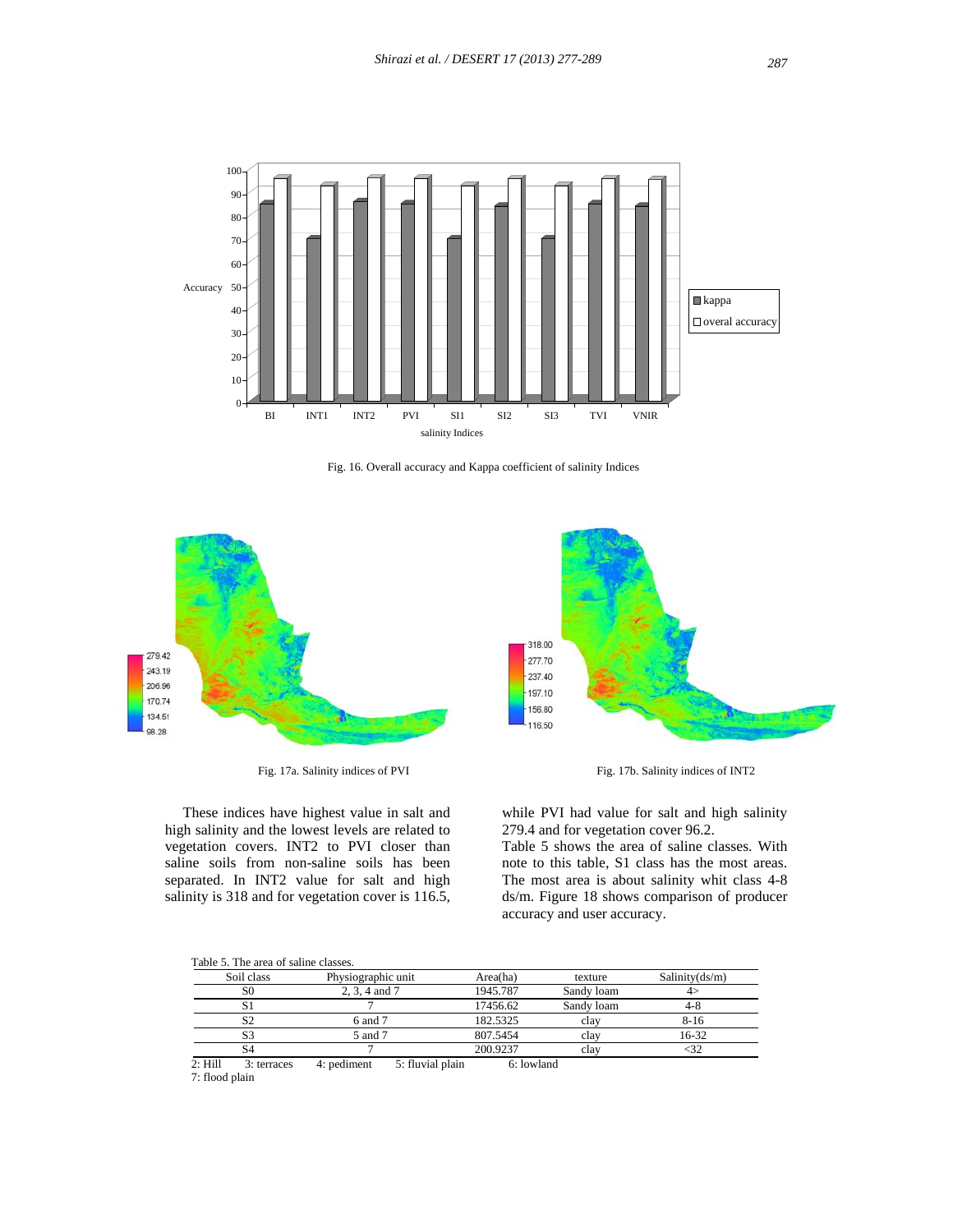Accuracy

100
90
80
70
60
50
40
30
20
10
0

BI INT1 INT2 PVI SI1 SI2 SI3 TVI VNIR

salinity Indices

kappa
overal accuracy

Fig. 16. Overall accuracy and Kappa coefficient of salinity Indices

279.42
243.19
206.96
170.74
134.51
98.28

Fig. 17a. Salinity indices of PVI

318.00
277.70
237.40
197.10
156.80
116.50

Fig. 17b. Salinity indices of INT2

These indices have highest value in salt and high salinity and the lowest levels are related to vegetation covers. INT2 to PVI closer than saline soils from non-saline soils has been separated. In INT2 value for salt and high salinity is 318 and for vegetation cover is 116.5, while PVI had value for salt and high salinity 279.4 and for vegetation cover 96.2.

Table 5 shows the area of saline classes. With note to this table, S1 class has the most areas. The most area is about salinity whit class 4-8 ds/m. Figure 18 shows comparison of producer accuracy and user accuracy.

Table 5. The area of saline classes.

| Soil class | Physiographic unit | Area(ha) | texture | Salinity(ds/m) |
|---|---|---|---|---|
| S0 | 2, 3, 4 and 7 | 1945.787 | Sandy loam | 4> |
| S1 | 7 | 17456.62 | Sandy loam | 4-8 |
| S2 | 6 and 7 | 182.5325 | clay | 8-16 |
| S3 | 5 and 7 | 807.5454 | clay | 16-32 |
| S4 | 7 | 200.9237 | clay | <32 |

2: Hill 3: terraces 4: pediment 5: fluvial plain 6: lowland
7: flood plain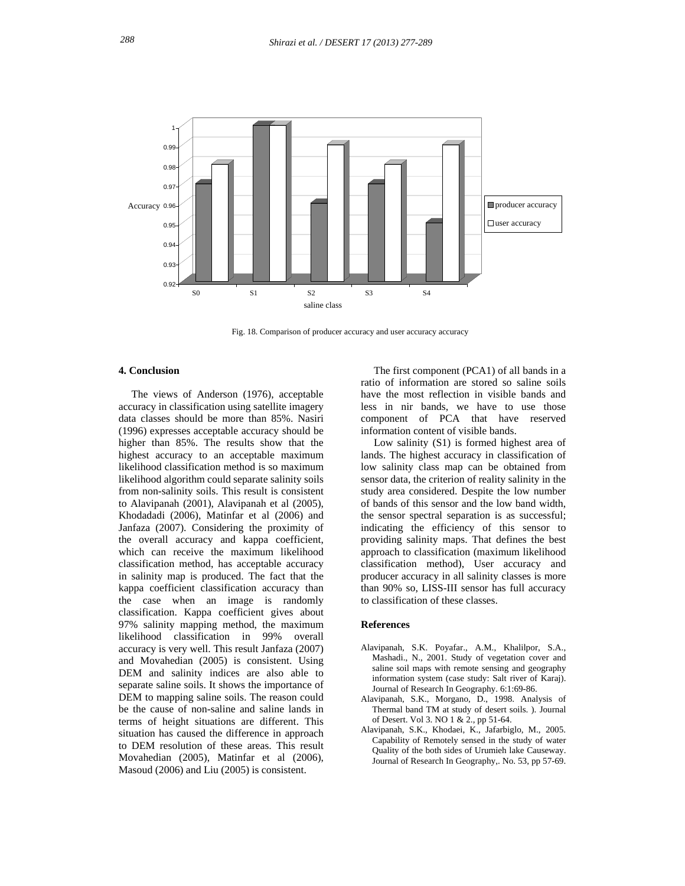1
0.99
0.98
0.97
Accuracy 0.96
0.95
0.94
0.93
0.92

S0 S1 S2 S3 S4

saline class

producer accuracy
user accuracy

Fig. 18. Comparison of producer accuracy and user accuracy accuracy

## 4. Conclusion

The views of Anderson (1976), acceptable accuracy in classification using satellite imagery data classes should be more than 85%. Nasiri (1996) expresses acceptable accuracy should be higher than 85%. The results show that the highest accuracy to an acceptable maximum likelihood classification method is so maximum likelihood algorithm could separate salinity soils from non-salinity soils. This result is consistent to Alavipanah (2001), Alavipanah et al (2005), Khodadadi (2006), Matinfar et al (2006) and Janfaza (2007). Considering the proximity of the overall accuracy and kappa coefficient, which can receive the maximum likelihood classification method, has acceptable accuracy in salinity map is produced. The fact that the kappa coefficient classification accuracy than the case when an image is randomly classification. Kappa coefficient gives about 97% salinity mapping method, the maximum likelihood classification in 99% overall accuracy is very well. This result Janfaza (2007) and Movahedian (2005) is consistent. Using DEM and salinity indices are also able to separate saline soils. It shows the importance of DEM to mapping saline soils. The reason could be the cause of non-saline and saline lands in terms of height situations are different. This situation has caused the difference in approach to DEM resolution of these areas. This result Movahedian (2005), Matinfar et al (2006), Masoud (2006) and Liu (2005) is consistent.

The first component (PCA1) of all bands in a ratio of information are stored so saline soils have the most reflection in visible bands and less in nir bands, we have to use those component of PCA that have reserved information content of visible bands.

Low salinity (S1) is formed highest area of lands. The highest accuracy in classification of low salinity class map can be obtained from sensor data, the criterion of reality salinity in the study area considered. Despite the low number of bands of this sensor and the low band width, the sensor spectral separation is as successful; indicating the efficiency of this sensor to providing salinity maps. That defines the best approach to classification (maximum likelihood classification method), User accuracy and producer accuracy in all salinity classes is more than 90% so, LISS-III sensor has full accuracy to classification of these classes.

## References

- Alavipanah, S.K. Poyafar., A.M., Khalilpor, S.A., Mashadi., N., 2001. Study of vegetation cover and saline soil maps with remote sensing and geography information system (case study: Salt river of Karaj). Journal of Research In Geography. 6:1:69-86.
- Alavipanah, S.K., Morgano, D., 1998. Analysis of Thermal band TM at study of desert soils. ). Journal of Desert. Vol 3. NO 1 & 2., pp 51-64.
- Alavipanah, S.K., Khodaei, K., Jafarbiglo, M., 2005. Capability of Remotely sensed in the study of water Quality of the both sides of Urumieh lake Causeway. Journal of Research In Geography,. No. 53, pp 57-69.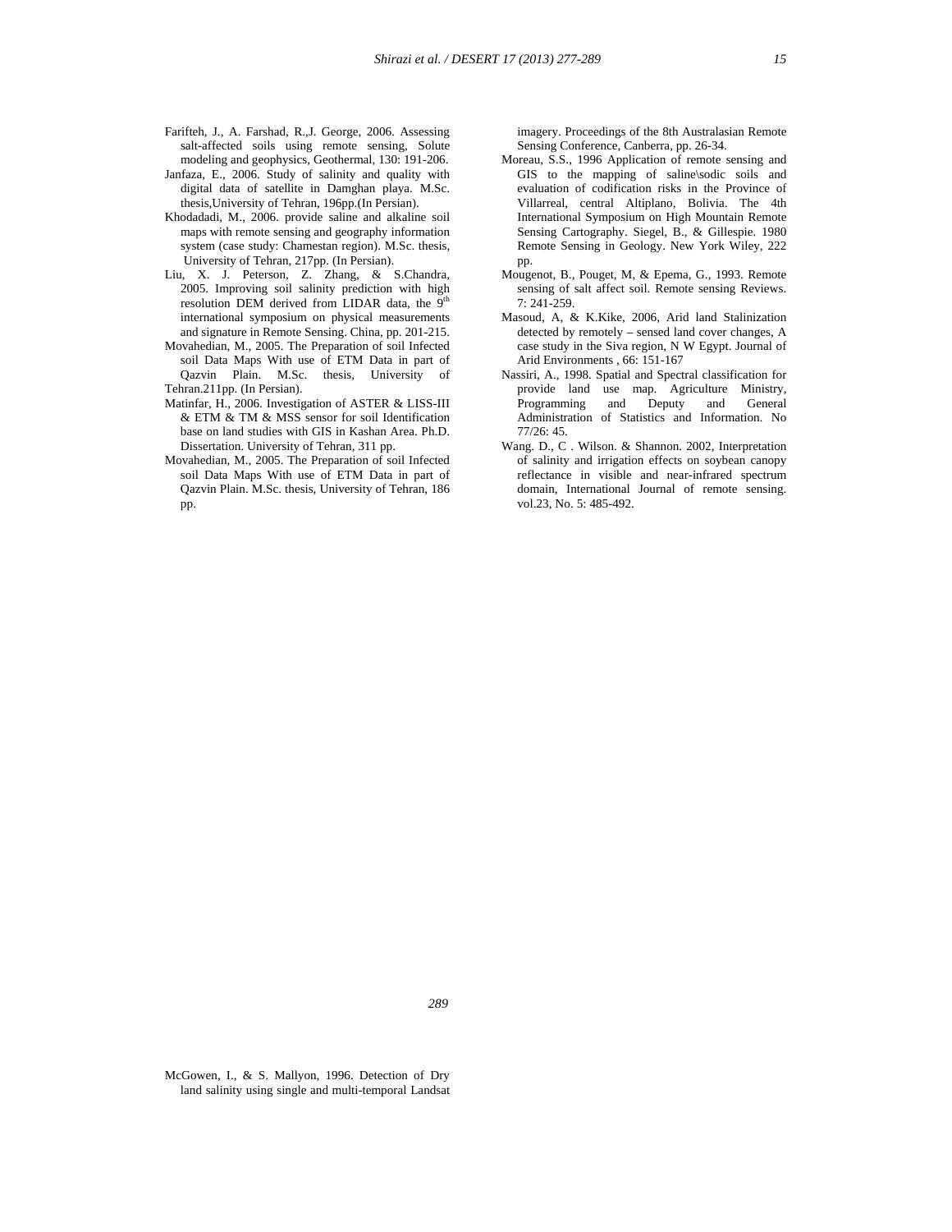Farifteh, J., A. Farshad, R.,J. George, 2006. Assessing salt-affected soils using remote sensing, Solute modeling and geophysics, Geothermal, 130: 191-206.

Janfaza, E., 2006. Study of salinity and quality with digital data of satellite in Damghan playa. M.Sc. thesis,University of Tehran, 196pp.(In Persian).

Khodadadi, M., 2006. provide saline and alkaline soil maps with remote sensing and geography information system (case study: Chamestan region). M.Sc. thesis, University of Tehran, 217pp. (In Persian).

Liu, X. J. Peterson, Z. Zhang, & S.Chandra, 2005. Improving soil salinity prediction with high resolution DEM derived from LIDAR data, the 9th international symposium on physical measurements and signature in Remote Sensing. China, pp. 201-215.

Movahedian, M., 2005. The Preparation of soil Infected soil Data Maps With use of ETM Data in part of Qazvin Plain. M.Sc. thesis, University of Tehran.211pp. (In Persian).

Matinfar, H., 2006. Investigation of ASTER & LISS-III & ETM & TM & MSS sensor for soil Identification base on land studies with GIS in Kashan Area. Ph.D. Dissertation. University of Tehran, 311 pp.

Movahedian, M., 2005. The Preparation of soil Infected soil Data Maps With use of ETM Data in part of Qazvin Plain. M.Sc. thesis, University of Tehran, 186 pp.

McGowen, I., & S. Mallyon, 1996. Detection of Dry land salinity using single and multi-temporal Landsat imagery. Proceedings of the 8th Australasian Remote Sensing Conference, Canberra, pp. 26-34.

Moreau, S.S., 1996 Application of remote sensing and GIS to the mapping of saline\sodic soils and evaluation of codification risks in the Province of Villarreal, central Altiplano, Bolivia. The 4th International Symposium on High Mountain Remote Sensing Cartography. Siegel, B., & Gillespie. 1980 Remote Sensing in Geology. New York Wiley, 222 pp.

Mougenot, B., Pouget, M, & Epema, G., 1993. Remote sensing of salt affect soil. Remote sensing Reviews. 7: 241-259.

Masoud, A, & K.Kike, 2006, Arid land Stalinization detected by remotely – sensed land cover changes, A case study in the Siva region, N W Egypt. Journal of Arid Environments , 66: 151-167

Nassiri, A., 1998. Spatial and Spectral classification for provide land use map. Agriculture Ministry, Programming and Deputy and General Administration of Statistics and Information. No 77/26: 45.

Wang. D., C . Wilson. & Shannon. 2002, Interpretation of salinity and irrigation effects on soybean canopy reflectance in visible and near-infrared spectrum domain, International Journal of remote sensing. vol.23, No. 5: 485-492.